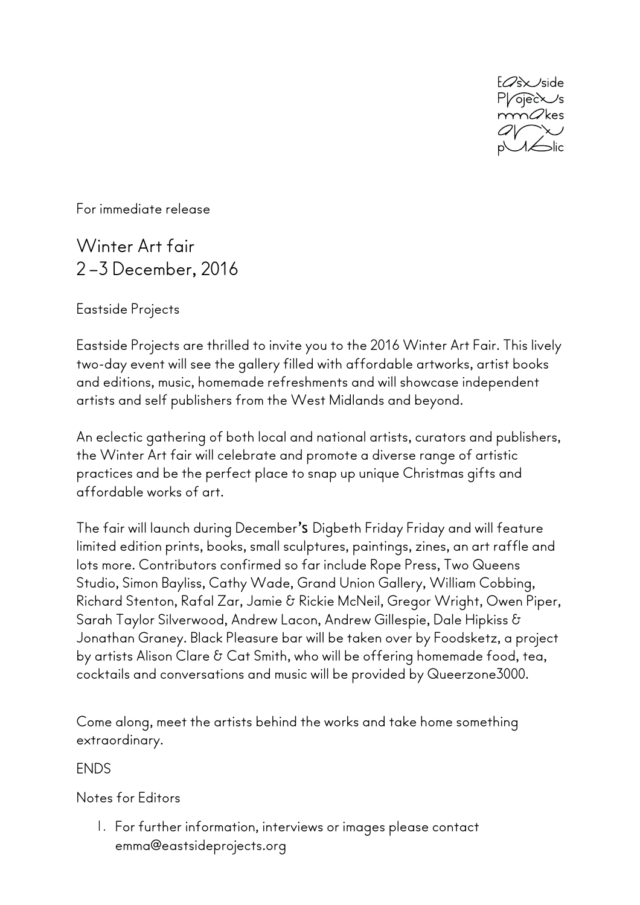Eastside Projects makes art public

For immediate release

# Winter Art fair
## 2 –3 December, 2016

Eastside Projects

Eastside Projects are thrilled to invite you to the 2016 Winter Art Fair. This lively two-day event will see the gallery filled with affordable artworks, artist books and editions, music, homemade refreshments and will showcase independent artists and self publishers from the West Midlands and beyond.

An eclectic gathering of both local and national artists, curators and publishers, the Winter Art fair will celebrate and promote a diverse range of artistic practices and be the perfect place to snap up unique Christmas gifts and affordable works of art.

The fair will launch during December's Digbeth Friday Friday and will feature limited edition prints, books, small sculptures, paintings, zines, an art raffle and lots more. Contributors confirmed so far include Rope Press, Two Queens Studio, Simon Bayliss, Cathy Wade, Grand Union Gallery, William Cobbing, Richard Stenton, Rafal Zar, Jamie & Rickie McNeil, Gregor Wright, Owen Piper, Sarah Taylor Silverwood, Andrew Lacon, Andrew Gillespie, Dale Hipkiss & Jonathan Graney. Black Pleasure bar will be taken over by Foodsketz, a project by artists Alison Clare & Cat Smith, who will be offering homemade food, tea, cocktails and conversations and music will be provided by Queerzone3000.

Come along, meet the artists behind the works and take home something extraordinary.

ENDS

Notes for Editors

1. For further information, interviews or images please contact emma@eastsideprojects.org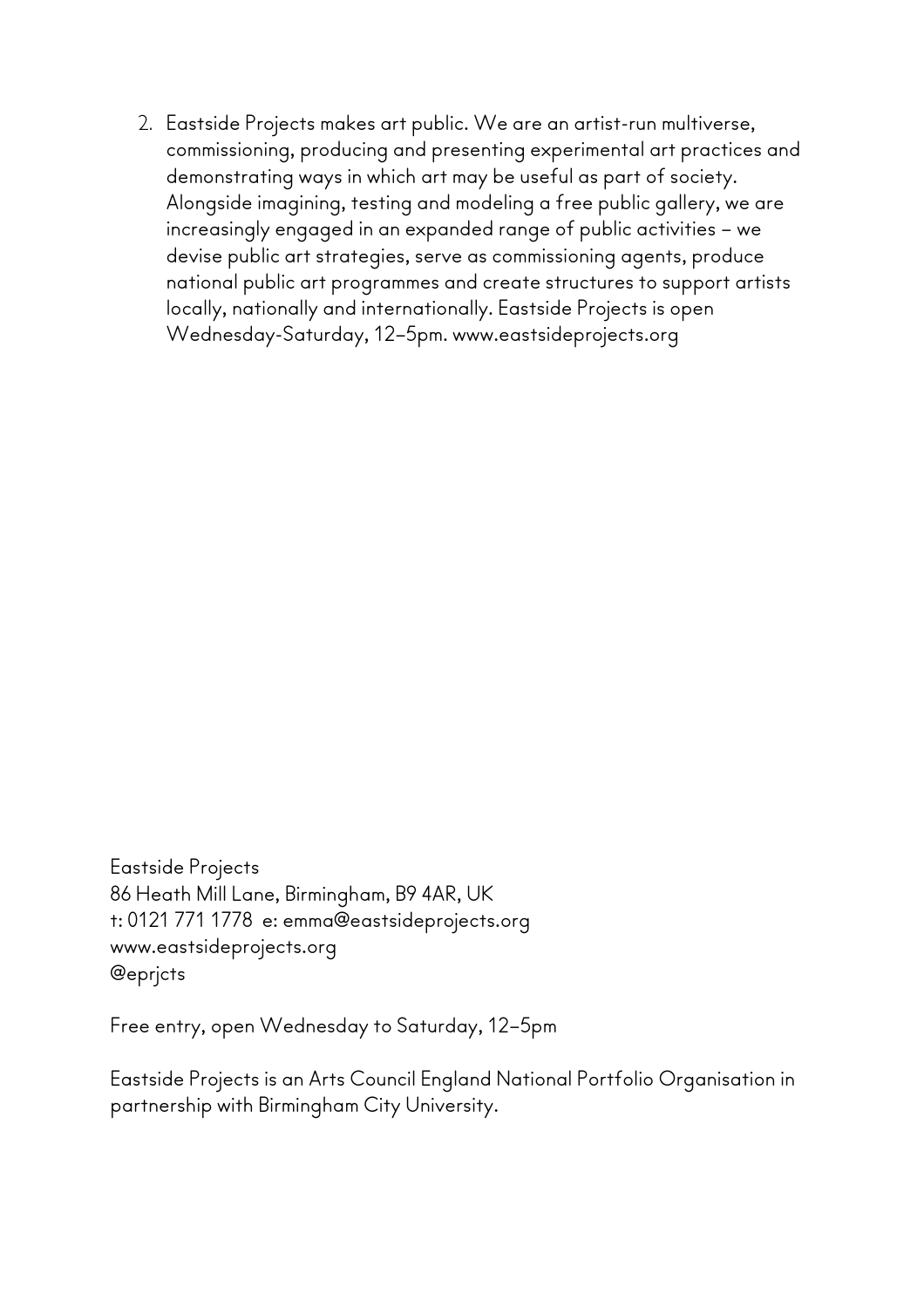2. Eastside Projects makes art public. We are an artist-run multiverse, commissioning, producing and presenting experimental art practices and demonstrating ways in which art may be useful as part of society. Alongside imagining, testing and modeling a free public gallery, we are increasingly engaged in an expanded range of public activities – we devise public art strategies, serve as commissioning agents, produce national public art programmes and create structures to support artists locally, nationally and internationally. Eastside Projects is open Wednesday-Saturday, 12–5pm. www.eastsideprojects.org

Eastside Projects
86 Heath Mill Lane, Birmingham, B9 4AR, UK
t: 0121 771 1778 e: emma@eastsideprojects.org
www.eastsideprojects.org
@eprjcts

Free entry, open Wednesday to Saturday, 12–5pm

Eastside Projects is an Arts Council England National Portfolio Organisation in partnership with Birmingham City University.